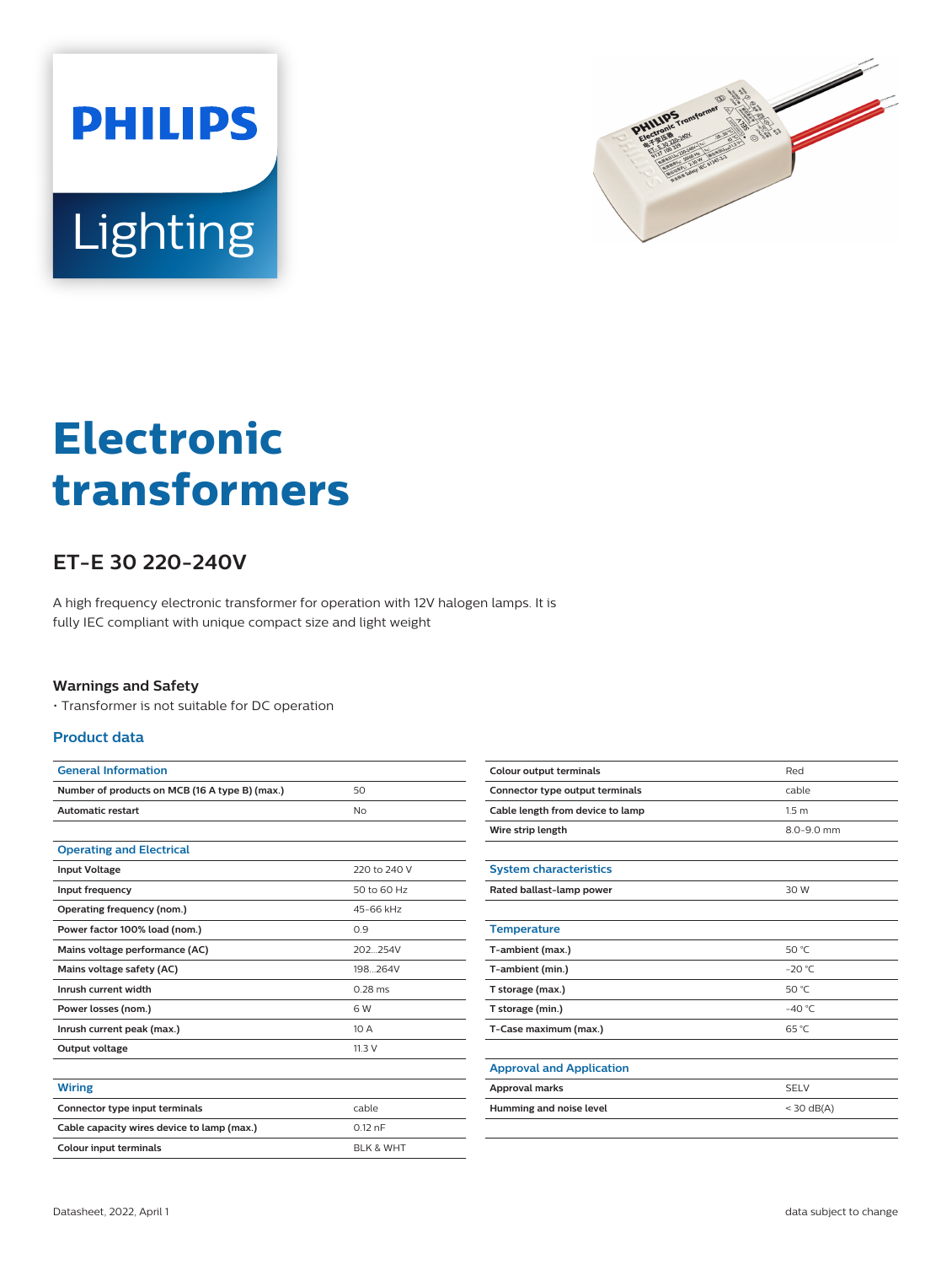# Electronic transformers

## ET-E 30 220-240V

A high frequency electronic transformer for operation with 12V halogen lamps. It is fully IEC compliant with unique compact size and light weight

### Warnings and Safety

- Transformer is not suitable for DC operation

### Product data

| General Information | |
|---|---|
| Number of products on MCB (16 A type B) (max.) | 50 |
| Automatic restart | No |

| Operating and Electrical | |
|---|---|
| Input Voltage | 220 to 240 V |
| Input frequency | 50 to 60 Hz |
| Operating frequency (nom.) | 45-66 kHz |
| Power factor 100% load (nom.) | 0.9 |
| Mains voltage performance (AC) | 202...254V |
| Mains voltage safety (AC) | 198...264V |
| Inrush current width | 0.28 ms |
| Power losses (nom.) | 6 W |
| Inrush current peak (max.) | 10 A |
| Output voltage | 11.3 V |

| Wiring | |
|---|---|
| Connector type input terminals | cable |
| Cable capacity wires device to lamp (max.) | 0.12 nF |
| Colour input terminals | BLK & WHT |
| Colour output terminals | Red |
| Connector type output terminals | cable |
| Cable length from device to lamp | 1.5 m |
| Wire strip length | 8.0-9.0 mm |

| System characteristics | |
|---|---|
| Rated ballast-lamp power | 30 W |

| Temperature | |
|---|---|
| T-ambient (max.) | 50 °C |
| T-ambient (min.) | -20 °C |
| T storage (max.) | 50 °C |
| T storage (min.) | -40 °C |
| T-Case maximum (max.) | 65 °C |

| Approval and Application | |
|---|---|
| Approval marks | SELV |
| Humming and noise level | < 30 dB(A) |

Datasheet, 2022, April 1

data subject to change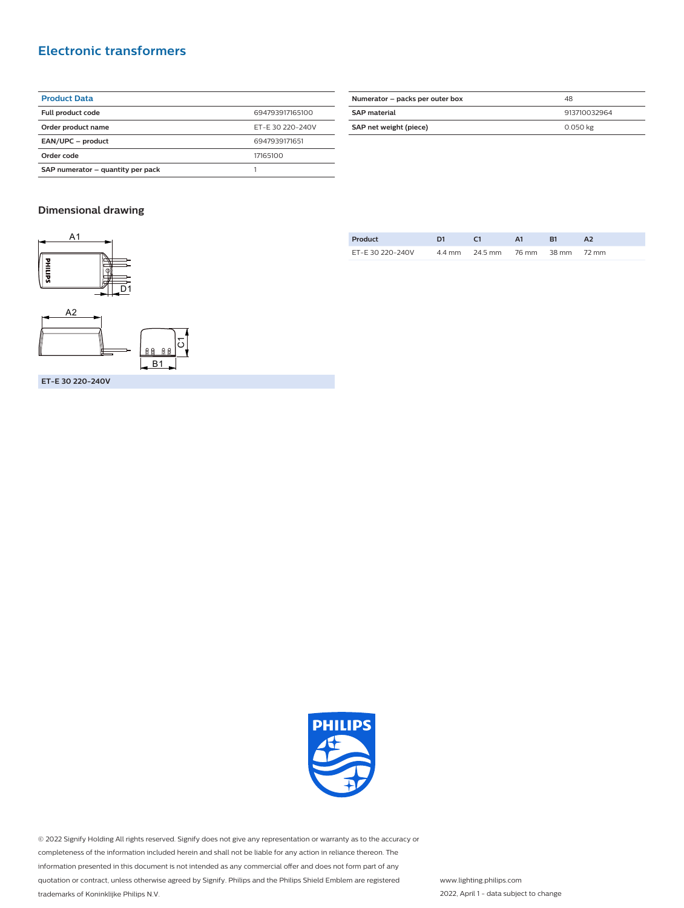# Electronic transformers

| Product Data | |
|---|---|
| Full product code | 694793917165100 |
| Order product name | ET-E 30 220-240V |
| EAN/UPC – product | 6947939171651 |
| Order code | 17165100 |
| SAP numerator – quantity per pack | 1 |
| Numerator – packs per outer box | 48 |
| SAP material | 913710032964 |
| SAP net weight (piece) | 0.050 kg |

## Dimensional drawing

A1

PHILIPS

D1

A2

C1

B1

ET-E 30 220-240V

| Product | D1 | C1 | A1 | B1 | A2 |
|---|---|---|---|---|---|
| ET-E 30 220-240V | 4.4 mm | 24.5 mm | 76 mm | 38 mm | 72 mm |

© 2022 Signify Holding All rights reserved. Signify does not give any representation or warranty as to the accuracy or completeness of the information included herein and shall not be liable for any action in reliance thereon. The information presented in this document is not intended as any commercial offer and does not form part of any quotation or contract, unless otherwise agreed by Signify. Philips and the Philips Shield Emblem are registered trademarks of Koninklijke Philips N.V.

www.lighting.philips.com

2022, April 1 - data subject to change